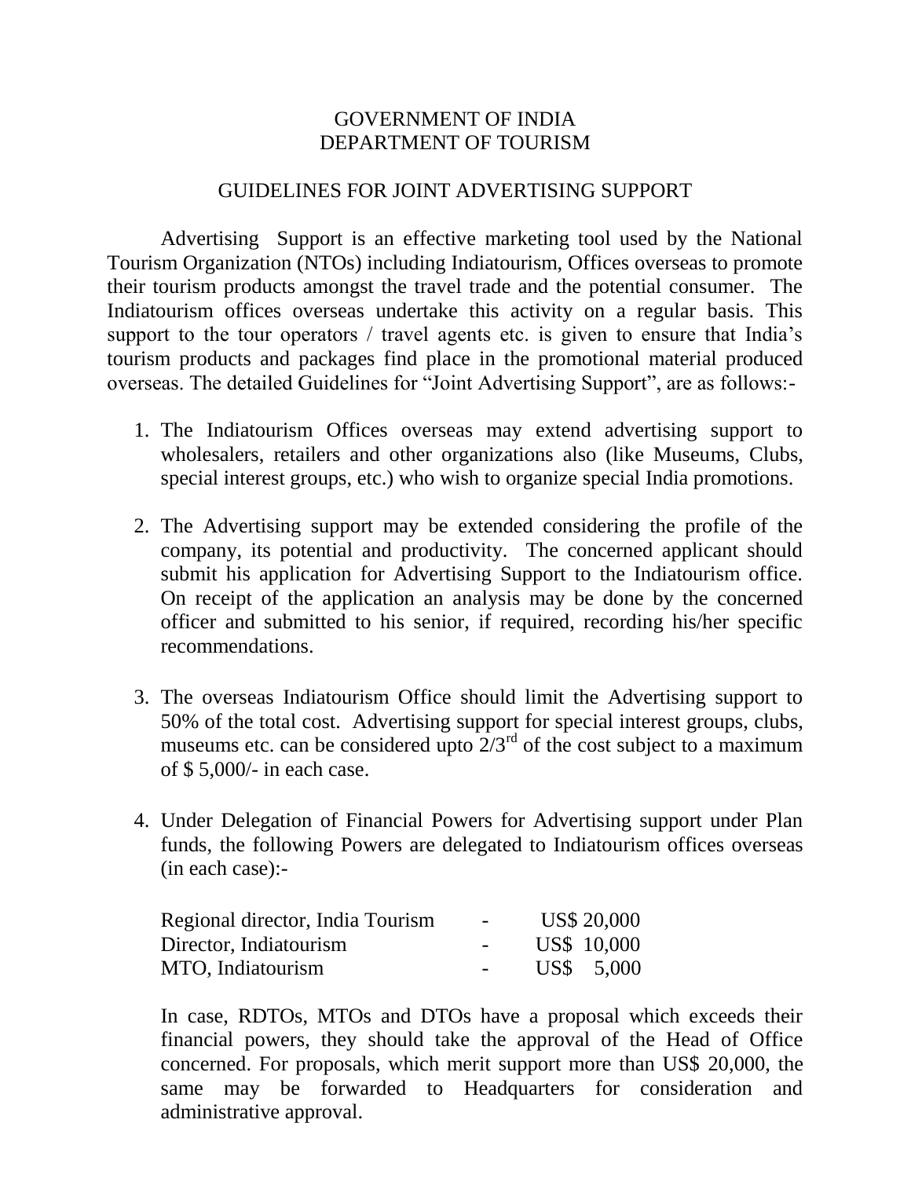# GOVERNMENT OF INDIA
# DEPARTMENT OF TOURISM

## GUIDELINES FOR JOINT ADVERTISING SUPPORT

Advertising Support is an effective marketing tool used by the National Tourism Organization (NTOs) including Indiatourism, Offices overseas to promote their tourism products amongst the travel trade and the potential consumer. The Indiatourism offices overseas undertake this activity on a regular basis. This support to the tour operators / travel agents etc. is given to ensure that India's tourism products and packages find place in the promotional material produced overseas. The detailed Guidelines for "Joint Advertising Support", are as follows:-

1. The Indiatourism Offices overseas may extend advertising support to wholesalers, retailers and other organizations also (like Museums, Clubs, special interest groups, etc.) who wish to organize special India promotions.

2. The Advertising support may be extended considering the profile of the company, its potential and productivity. The concerned applicant should submit his application for Advertising Support to the Indiatourism office. On receipt of the application an analysis may be done by the concerned officer and submitted to his senior, if required, recording his/her specific recommendations.

3. The overseas Indiatourism Office should limit the Advertising support to 50% of the total cost. Advertising support for special interest groups, clubs, museums etc. can be considered upto 2/3rd of the cost subject to a maximum of $ 5,000/- in each case.

4. Under Delegation of Financial Powers for Advertising support under Plan funds, the following Powers are delegated to Indiatourism offices overseas (in each case):-

| | | |
|---|---|---|
| Regional director, India Tourism | - | US$ 20,000 |
| Director, Indiatourism | - | US$ 10,000 |
| MTO, Indiatourism | - | US$ 5,000 |

   In case, RDTOs, MTOs and DTOs have a proposal which exceeds their financial powers, they should take the approval of the Head of Office concerned. For proposals, which merit support more than US$ 20,000, the same may be forwarded to Headquarters for consideration and administrative approval.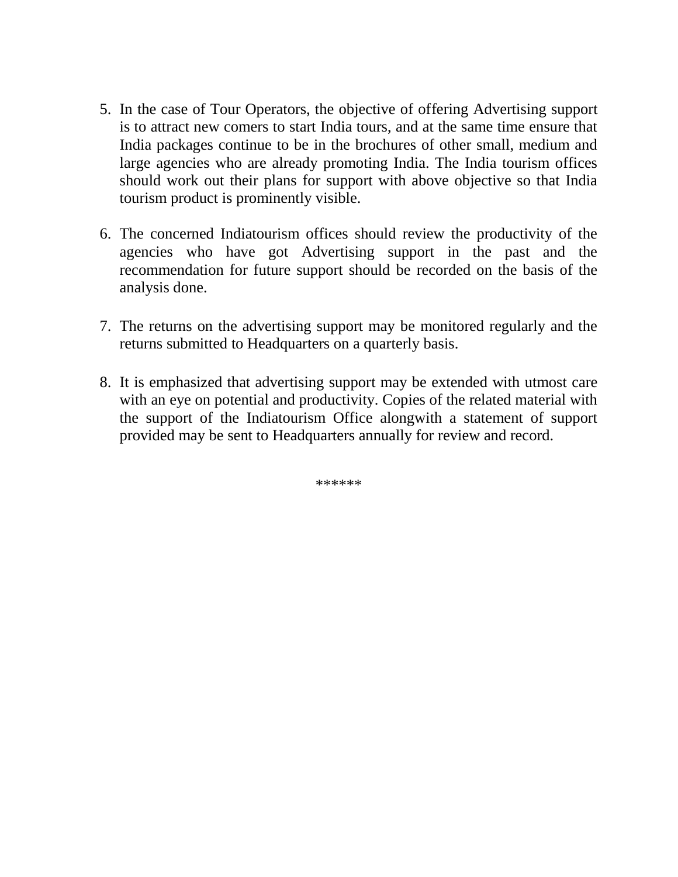5. In the case of Tour Operators, the objective of offering Advertising support is to attract new comers to start India tours, and at the same time ensure that India packages continue to be in the brochures of other small, medium and large agencies who are already promoting India. The India tourism offices should work out their plans for support with above objective so that India tourism product is prominently visible.

6. The concerned Indiatourism offices should review the productivity of the agencies who have got Advertising support in the past and the recommendation for future support should be recorded on the basis of the analysis done.

7. The returns on the advertising support may be monitored regularly and the returns submitted to Headquarters on a quarterly basis.

8. It is emphasized that advertising support may be extended with utmost care with an eye on potential and productivity. Copies of the related material with the support of the Indiatourism Office alongwith a statement of support provided may be sent to Headquarters annually for review and record.

******